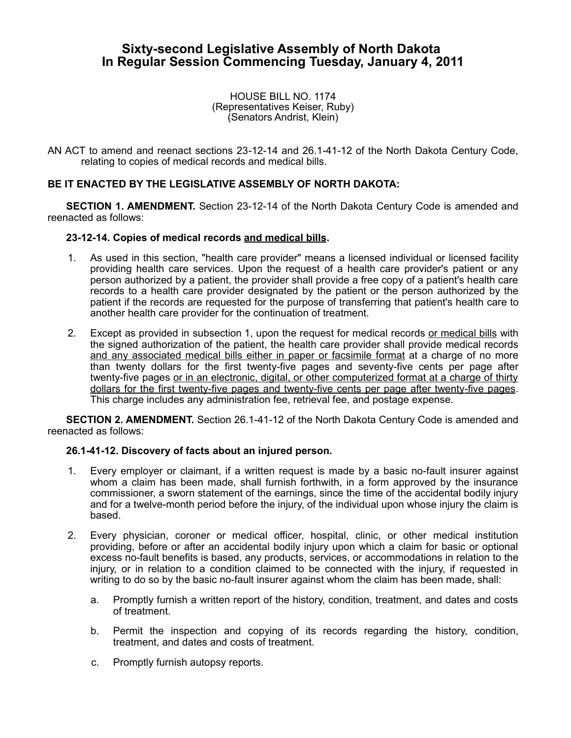# Sixty-second Legislative Assembly of North Dakota
# In Regular Session Commencing Tuesday, January 4, 2011

HOUSE BILL NO. 1174
(Representatives Keiser, Ruby)
(Senators Andrist, Klein)

AN ACT to amend and reenact sections 23-12-14 and 26.1-41-12 of the North Dakota Century Code, relating to copies of medical records and medical bills.

**BE IT ENACTED BY THE LEGISLATIVE ASSEMBLY OF NORTH DAKOTA:**

**SECTION 1. AMENDMENT.** Section 23-12-14 of the North Dakota Century Code is amended and reenacted as follows:

**23-12-14. Copies of medical records <u>and medical bills</u>.**

1. As used in this section, "health care provider" means a licensed individual or licensed facility providing health care services. Upon the request of a health care provider's patient or any person authorized by a patient, the provider shall provide a free copy of a patient's health care records to a health care provider designated by the patient or the person authorized by the patient if the records are requested for the purpose of transferring that patient's health care to another health care provider for the continuation of treatment.

2. Except as provided in subsection 1, upon the request for medical records <u>or medical bills</u> with the signed authorization of the patient, the health care provider shall provide medical records <u>and any associated medical bills either in paper or facsimile format</u> at a charge of no more than twenty dollars for the first twenty-five pages and seventy-five cents per page after twenty-five pages <u>or in an electronic, digital, or other computerized format at a charge of thirty dollars for the first twenty-five pages and twenty-five cents per page after twenty-five pages</u>. This charge includes any administration fee, retrieval fee, and postage expense.

**SECTION 2. AMENDMENT.** Section 26.1-41-12 of the North Dakota Century Code is amended and reenacted as follows:

**26.1-41-12. Discovery of facts about an injured person.**

1. Every employer or claimant, if a written request is made by a basic no-fault insurer against whom a claim has been made, shall furnish forthwith, in a form approved by the insurance commissioner, a sworn statement of the earnings, since the time of the accidental bodily injury and for a twelve-month period before the injury, of the individual upon whose injury the claim is based.

2. Every physician, coroner or medical officer, hospital, clinic, or other medical institution providing, before or after an accidental bodily injury upon which a claim for basic or optional excess no-fault benefits is based, any products, services, or accommodations in relation to the injury, or in relation to a condition claimed to be connected with the injury, if requested in writing to do so by the basic no-fault insurer against whom the claim has been made, shall:

   a. Promptly furnish a written report of the history, condition, treatment, and dates and costs of treatment.

   b. Permit the inspection and copying of its records regarding the history, condition, treatment, and dates and costs of treatment.

   c. Promptly furnish autopsy reports.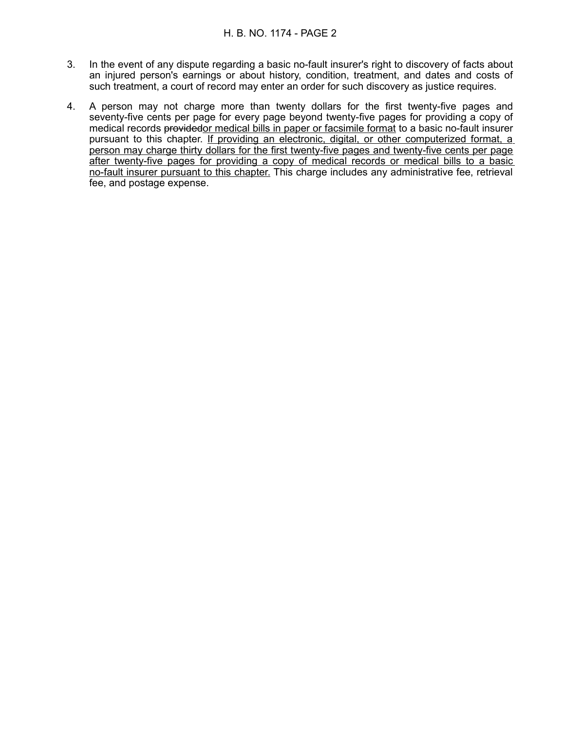3. In the event of any dispute regarding a basic no-fault insurer's right to discovery of facts about an injured person's earnings or about history, condition, treatment, and dates and costs of such treatment, a court of record may enter an order for such discovery as justice requires.

4. A person may not charge more than twenty dollars for the first twenty-five pages and seventy-five cents per page for every page beyond twenty-five pages for providing a copy of medical records ~~provided~~<u>or medical bills in paper or facsimile format</u> to a basic no-fault insurer pursuant to this chapter. <u>If providing an electronic, digital, or other computerized format, a person may charge thirty dollars for the first twenty-five pages and twenty-five cents per page after twenty-five pages for providing a copy of medical records or medical bills to a basic no-fault insurer pursuant to this chapter.</u> This charge includes any administrative fee, retrieval fee, and postage expense.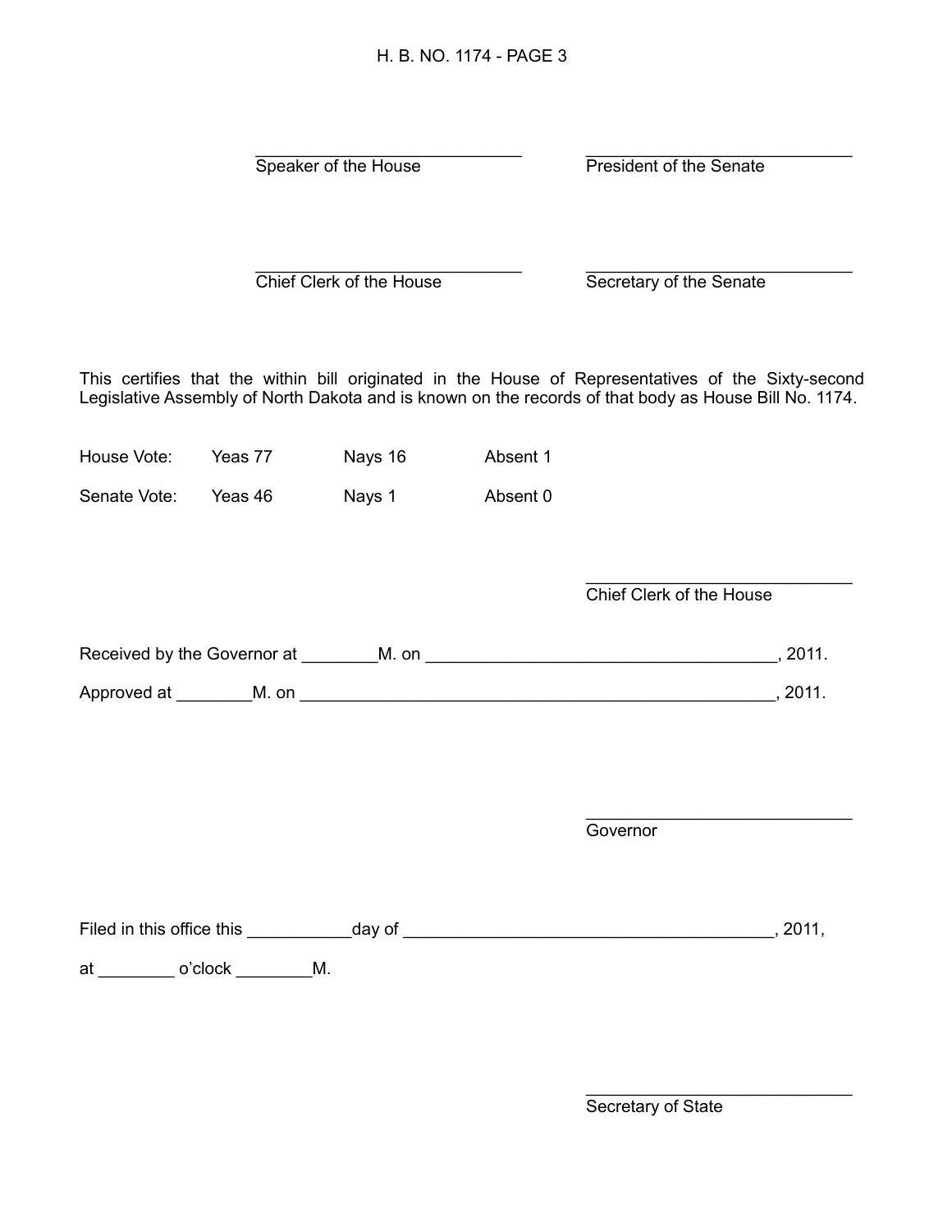\_\_\_\_\_\_\_\_\_\_\_\_\_\_\_\_\_\_\_\_\_\_\_\_\_\_\_\_\_\_
Speaker of the House

\_\_\_\_\_\_\_\_\_\_\_\_\_\_\_\_\_\_\_\_\_\_\_\_\_\_\_\_\_\_
President of the Senate

\_\_\_\_\_\_\_\_\_\_\_\_\_\_\_\_\_\_\_\_\_\_\_\_\_\_\_\_\_\_
Chief Clerk of the House

\_\_\_\_\_\_\_\_\_\_\_\_\_\_\_\_\_\_\_\_\_\_\_\_\_\_\_\_\_\_
Secretary of the Senate

This certifies that the within bill originated in the House of Representatives of the Sixty-second Legislative Assembly of North Dakota and is known on the records of that body as House Bill No. 1174.

| | | | |
|---|---|---|---|
| House Vote: | Yeas 77 | Nays 16 | Absent 1 |
| Senate Vote: | Yeas 46 | Nays 1 | Absent 0 |

\_\_\_\_\_\_\_\_\_\_\_\_\_\_\_\_\_\_\_\_\_\_\_\_\_\_\_\_\_\_
Chief Clerk of the House

Received by the Governor at \_\_\_\_\_\_\_\_M. on \_\_\_\_\_\_\_\_\_\_\_\_\_\_\_\_\_\_\_\_\_\_\_\_\_\_\_\_\_\_\_\_\_\_\_\_\_\_, 2011.

Approved at \_\_\_\_\_\_\_\_M. on \_\_\_\_\_\_\_\_\_\_\_\_\_\_\_\_\_\_\_\_\_\_\_\_\_\_\_\_\_\_\_\_\_\_\_\_\_\_\_\_\_\_\_\_\_\_\_\_\_\_\_\_, 2011.

\_\_\_\_\_\_\_\_\_\_\_\_\_\_\_\_\_\_\_\_\_\_\_\_\_\_\_\_\_\_
Governor

Filed in this office this \_\_\_\_\_\_\_\_\_\_\_day of \_\_\_\_\_\_\_\_\_\_\_\_\_\_\_\_\_\_\_\_\_\_\_\_\_\_\_\_\_\_\_\_\_\_\_\_\_\_\_\_, 2011,

at \_\_\_\_\_\_\_\_ o'clock \_\_\_\_\_\_\_\_M.

\_\_\_\_\_\_\_\_\_\_\_\_\_\_\_\_\_\_\_\_\_\_\_\_\_\_\_\_\_\_
Secretary of State